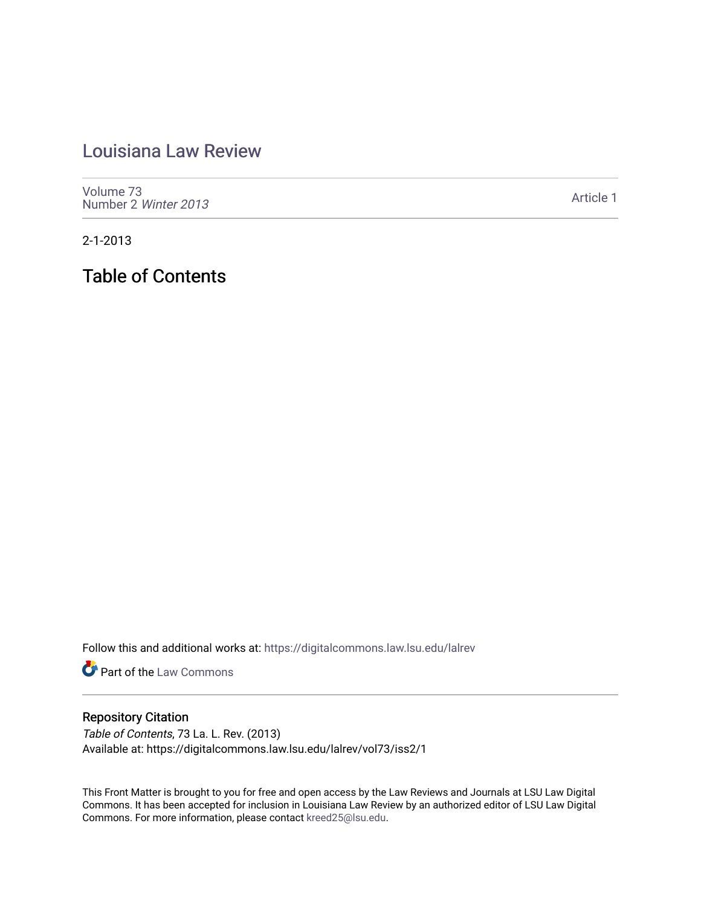# Louisiana Law Review

Volume 73
Number 2 *Winter 2013*

Article 1

2-1-2013

## Table of Contents

Follow this and additional works at: https://digitalcommons.law.lsu.edu/lalrev

Part of the Law Commons

### Repository Citation

*Table of Contents*, 73 La. L. Rev. (2013)
Available at: https://digitalcommons.law.lsu.edu/lalrev/vol73/iss2/1

This Front Matter is brought to you for free and open access by the Law Reviews and Journals at LSU Law Digital Commons. It has been accepted for inclusion in Louisiana Law Review by an authorized editor of LSU Law Digital Commons. For more information, please contact kreed25@lsu.edu.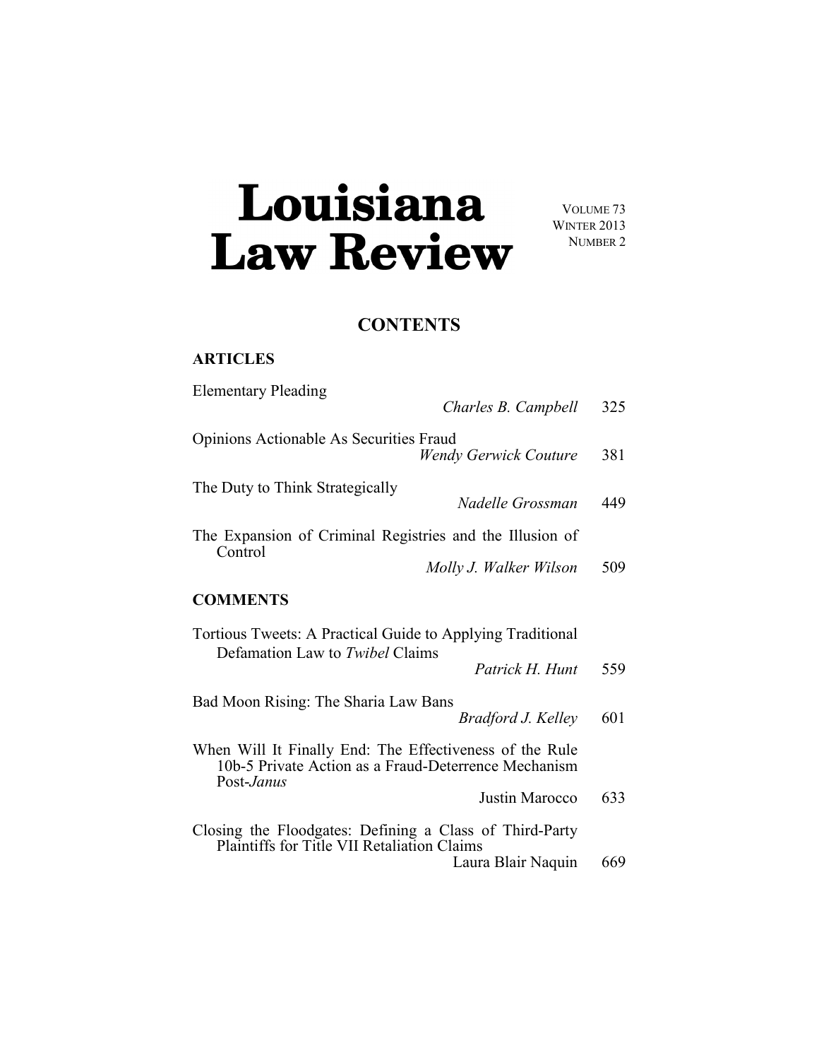# Louisiana Law Review

VOLUME 73
WINTER 2013
NUMBER 2

## CONTENTS

### ARTICLES

Elementary Pleading
*Charles B. Campbell* 325

Opinions Actionable As Securities Fraud
*Wendy Gerwick Couture* 381

The Duty to Think Strategically
*Nadelle Grossman* 449

The Expansion of Criminal Registries and the Illusion of Control
*Molly J. Walker Wilson* 509

### COMMENTS

Tortious Tweets: A Practical Guide to Applying Traditional Defamation Law to *Twibel* Claims
*Patrick H. Hunt* 559

Bad Moon Rising: The Sharia Law Bans
*Bradford J. Kelley* 601

When Will It Finally End: The Effectiveness of the Rule 10b-5 Private Action as a Fraud-Deterrence Mechanism Post-*Janus*
Justin Marocco 633

Closing the Floodgates: Defining a Class of Third-Party Plaintiffs for Title VII Retaliation Claims
Laura Blair Naquin 669